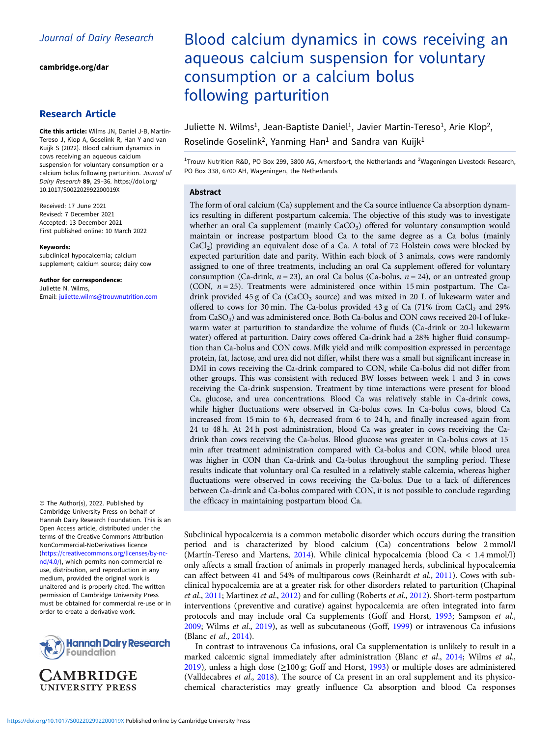Journal of Dairy Research

cambridge.org/dar

**Research Article**

**Cite this article:** Wilms JN, Daniel J-B, Martín-Tereso J, Klop A, Goselink R, Han Y and van Kuijk S (2022). Blood calcium dynamics in cows receiving an aqueous calcium suspension for voluntary consumption or a calcium bolus following parturition. *Journal of Dairy Research* **89**, 29–36. https://doi.org/10.1017/S002202992200019X

Received: 17 June 2021
Revised: 7 December 2021
Accepted: 13 December 2021
First published online: 10 March 2022

**Keywords:**
subclinical hypocalcemia; calcium supplement; calcium source; dairy cow

**Author for correspondence:**
Juliette N. Wilms,
Email: juliette.wilms@trouwnutrition.com

© The Author(s), 2022. Published by Cambridge University Press on behalf of Hannah Dairy Research Foundation. This is an Open Access article, distributed under the terms of the Creative Commons Attribution-NonCommercial-NoDerivatives licence (https://creativecommons.org/licenses/by-nc-nd/4.0/), which permits non-commercial re-use, distribution, and reproduction in any medium, provided the original work is unaltered and is properly cited. The written permission of Cambridge University Press must be obtained for commercial re-use or in order to create a derivative work.

# Blood calcium dynamics in cows receiving an aqueous calcium suspension for voluntary consumption or a calcium bolus following parturition

Juliette N. Wilms[1], Jean-Baptiste Daniel[1], Javier Martín-Tereso[1], Arie Klop[2], Roselinde Goselink[2], Yanming Han[1] and Sandra van Kuijk[1]

[1]Trouw Nutrition R&D, PO Box 299, 3800 AG, Amersfoort, the Netherlands and [2]Wageningen Livestock Research, PO Box 338, 6700 AH, Wageningen, the Netherlands

## Abstract

The form of oral calcium (Ca) supplement and the Ca source influence Ca absorption dynamics resulting in different postpartum calcemia. The objective of this study was to investigate whether an oral Ca supplement (mainly $CaCO_3$) offered for voluntary consumption would maintain or increase postpartum blood Ca to the same degree as a Ca bolus (mainly $CaCl_2$) providing an equivalent dose of a Ca. A total of 72 Holstein cows were blocked by expected parturition date and parity. Within each block of 3 animals, cows were randomly assigned to one of three treatments, including an oral Ca supplement offered for voluntary consumption (Ca-drink, $n = 23$), an oral Ca bolus (Ca-bolus, $n = 24$), or an untreated group (CON, $n = 25$). Treatments were administered once within 15 min postpartum. The Ca-drink provided 45 g of Ca ($CaCO_3$ source) and was mixed in 20 L of lukewarm water and offered to cows for 30 min. The Ca-bolus provided 43 g of Ca (71% from $CaCl_2$ and 29% from $CaSO_4$) and was administered once. Both Ca-bolus and CON cows received 20-l of lukewarm water at parturition to standardize the volume of fluids (Ca-drink or 20-l lukewarm water) offered at parturition. Dairy cows offered Ca-drink had a 28% higher fluid consumption than Ca-bolus and CON cows. Milk yield and milk composition expressed in percentage protein, fat, lactose, and urea did not differ, whilst there was a small but significant increase in DMI in cows receiving the Ca-drink compared to CON, while Ca-bolus did not differ from other groups. This was consistent with reduced BW losses between week 1 and 3 in cows receiving the Ca-drink suspension. Treatment by time interactions were present for blood Ca, glucose, and urea concentrations. Blood Ca was relatively stable in Ca-drink cows, while higher fluctuations were observed in Ca-bolus cows. In Ca-bolus cows, blood Ca increased from 15 min to 6 h, decreased from 6 to 24 h, and finally increased again from 24 to 48 h. At 24 h post administration, blood Ca was greater in cows receiving the Ca-drink than cows receiving the Ca-bolus. Blood glucose was greater in Ca-bolus cows at 15 min after treatment administration compared with Ca-bolus and CON, while blood urea was higher in CON than Ca-drink and Ca-bolus throughout the sampling period. These results indicate that voluntary oral Ca resulted in a relatively stable calcemia, whereas higher fluctuations were observed in cows receiving the Ca-bolus. Due to a lack of differences between Ca-drink and Ca-bolus compared with CON, it is not possible to conclude regarding the efficacy in maintaining postpartum blood Ca.

Subclinical hypocalcemia is a common metabolic disorder which occurs during the transition period and is characterized by blood calcium (Ca) concentrations below 2 mmol/l (Martín-Tereso and Martens, 2014). While clinical hypocalcemia (blood Ca < 1.4 mmol/l) only affects a small fraction of animals in properly managed herds, subclinical hypocalcemia can affect between 41 and 54% of multiparous cows (Reinhardt *et al.*, 2011). Cows with subclinical hypocalcemia are at a greater risk for other disorders related to parturition (Chapinal *et al.*, 2011; Martinez *et al.*, 2012) and for culling (Roberts *et al.*, 2012). Short-term postpartum interventions (preventive and curative) against hypocalcemia are often integrated into farm protocols and may include oral Ca supplements (Goff and Horst, 1993; Sampson *et al.*, 2009; Wilms *et al.*, 2019), as well as subcutaneous (Goff, 1999) or intravenous Ca infusions (Blanc *et al.*, 2014).

In contrast to intravenous Ca infusions, oral Ca supplementation is unlikely to result in a marked calcemic signal immediately after administration (Blanc *et al.*, 2014; Wilms *et al.*, 2019), unless a high dose (≥100 g; Goff and Horst, 1993) or multiple doses are administered (Valldecabres *et al.*, 2018). The source of Ca present in an oral supplement and its physicochemical characteristics may greatly influence Ca absorption and blood Ca responses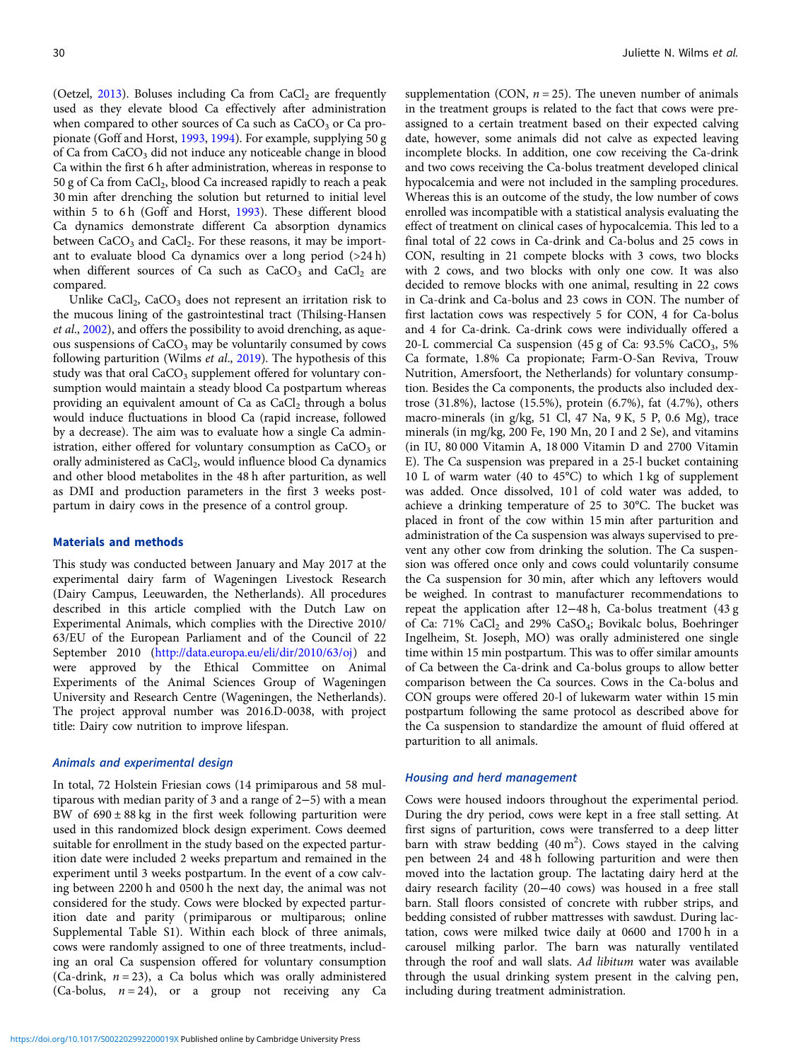(Oetzel, 2013). Boluses including Ca from $CaCl_2$ are frequently used as they elevate blood Ca effectively after administration when compared to other sources of Ca such as $CaCO_3$ or Ca propionate (Goff and Horst, 1993, 1994). For example, supplying 50 g of Ca from $CaCO_3$ did not induce any noticeable change in blood Ca within the first 6 h after administration, whereas in response to 50 g of Ca from $CaCl_2$, blood Ca increased rapidly to reach a peak 30 min after drenching the solution but returned to initial level within 5 to 6 h (Goff and Horst, 1993). These different blood Ca dynamics demonstrate different Ca absorption dynamics between $CaCO_3$ and $CaCl_2$. For these reasons, it may be important to evaluate blood Ca dynamics over a long period (>24 h) when different sources of Ca such as $CaCO_3$ and $CaCl_2$ are compared.

Unlike $CaCl_2$, $CaCO_3$ does not represent an irritation risk to the mucous lining of the gastrointestinal tract (Thilsing-Hansen *et al.*, 2002), and offers the possibility to avoid drenching, as aqueous suspensions of $CaCO_3$ may be voluntarily consumed by cows following parturition (Wilms *et al.*, 2019). The hypothesis of this study was that oral $CaCO_3$ supplement offered for voluntary consumption would maintain a steady blood Ca postpartum whereas providing an equivalent amount of Ca as $CaCl_2$ through a bolus would induce fluctuations in blood Ca (rapid increase, followed by a decrease). The aim was to evaluate how a single Ca administration, either offered for voluntary consumption as $CaCO_3$ or orally administered as $CaCl_2$, would influence blood Ca dynamics and other blood metabolites in the 48 h after parturition, as well as DMI and production parameters in the first 3 weeks postpartum in dairy cows in the presence of a control group.

## Materials and methods

This study was conducted between January and May 2017 at the experimental dairy farm of Wageningen Livestock Research (Dairy Campus, Leeuwarden, the Netherlands). All procedures described in this article complied with the Dutch Law on Experimental Animals, which complies with the Directive 2010/63/EU of the European Parliament and of the Council of 22 September 2010 (http://data.europa.eu/eli/dir/2010/63/oj) and were approved by the Ethical Committee on Animal Experiments of the Animal Sciences Group of Wageningen University and Research Centre (Wageningen, the Netherlands). The project approval number was 2016.D-0038, with project title: Dairy cow nutrition to improve lifespan.

### Animals and experimental design

In total, 72 Holstein Friesian cows (14 primiparous and 58 multiparous with median parity of 3 and a range of 2−5) with a mean BW of 690 ± 88 kg in the first week following parturition were used in this randomized block design experiment. Cows deemed suitable for enrollment in the study based on the expected parturition date were included 2 weeks prepartum and remained in the experiment until 3 weeks postpartum. In the event of a cow calving between 2200 h and 0500 h the next day, the animal was not considered for the study. Cows were blocked by expected parturition date and parity (primiparous or multiparous; online Supplemental Table S1). Within each block of three animals, cows were randomly assigned to one of three treatments, including an oral Ca suspension offered for voluntary consumption (Ca-drink, $n = 23$), a Ca bolus which was orally administered (Ca-bolus, $n = 24$), or a group not receiving any Ca supplementation (CON, $n = 25$). The uneven number of animals in the treatment groups is related to the fact that cows were pre-assigned to a certain treatment based on their expected calving date, however, some animals did not calve as expected leaving incomplete blocks. In addition, one cow receiving the Ca-drink and two cows receiving the Ca-bolus treatment developed clinical hypocalcemia and were not included in the sampling procedures. Whereas this is an outcome of the study, the low number of cows enrolled was incompatible with a statistical analysis evaluating the effect of treatment on clinical cases of hypocalcemia. This led to a final total of 22 cows in Ca-drink and Ca-bolus and 25 cows in CON, resulting in 21 compete blocks with 3 cows, two blocks with 2 cows, and two blocks with only one cow. It was also decided to remove blocks with one animal, resulting in 22 cows in Ca-drink and Ca-bolus and 23 cows in CON. The number of first lactation cows was respectively 5 for CON, 4 for Ca-bolus and 4 for Ca-drink. Ca-drink cows were individually offered a 20-L commercial Ca suspension (45 g of Ca: 93.5% $CaCO_3$, 5% Ca formate, 1.8% Ca propionate; Farm-O-San Reviva, Trouw Nutrition, Amersfoort, the Netherlands) for voluntary consumption. Besides the Ca components, the products also included dextrose (31.8%), lactose (15.5%), protein (6.7%), fat (4.7%), others macro-minerals (in g/kg, 51 Cl, 47 Na, 9 K, 5 P, 0.6 Mg), trace minerals (in mg/kg, 200 Fe, 190 Mn, 20 I and 2 Se), and vitamins (in IU, 80 000 Vitamin A, 18 000 Vitamin D and 2700 Vitamin E). The Ca suspension was prepared in a 25-l bucket containing 10 L of warm water (40 to 45°C) to which 1 kg of supplement was added. Once dissolved, 10 l of cold water was added, to achieve a drinking temperature of 25 to 30°C. The bucket was placed in front of the cow within 15 min after parturition and administration of the Ca suspension was always supervised to prevent any other cow from drinking the solution. The Ca suspension was offered once only and cows could voluntarily consume the Ca suspension for 30 min, after which any leftovers would be weighed. In contrast to manufacturer recommendations to repeat the application after 12−48 h, Ca-bolus treatment (43 g of Ca: 71% $CaCl_2$ and 29% $CaSO_4$; Bovikalc bolus, Boehringer Ingelheim, St. Joseph, MO) was orally administered one single time within 15 min postpartum. This was to offer similar amounts of Ca between the Ca-drink and Ca-bolus groups to allow better comparison between the Ca sources. Cows in the Ca-bolus and CON groups were offered 20-l of lukewarm water within 15 min postpartum following the same protocol as described above for the Ca suspension to standardize the amount of fluid offered at parturition to all animals.

### Housing and herd management

Cows were housed indoors throughout the experimental period. During the dry period, cows were kept in a free stall setting. At first signs of parturition, cows were transferred to a deep litter barn with straw bedding (40 m$^2$). Cows stayed in the calving pen between 24 and 48 h following parturition and were then moved into the lactation group. The lactating dairy herd at the dairy research facility (20−40 cows) was housed in a free stall barn. Stall floors consisted of concrete with rubber strips, and bedding consisted of rubber mattresses with sawdust. During lactation, cows were milked twice daily at 0600 and 1700 h in a carousel milking parlor. The barn was naturally ventilated through the roof and wall slats. *Ad libitum* water was available through the usual drinking system present in the calving pen, including during treatment administration.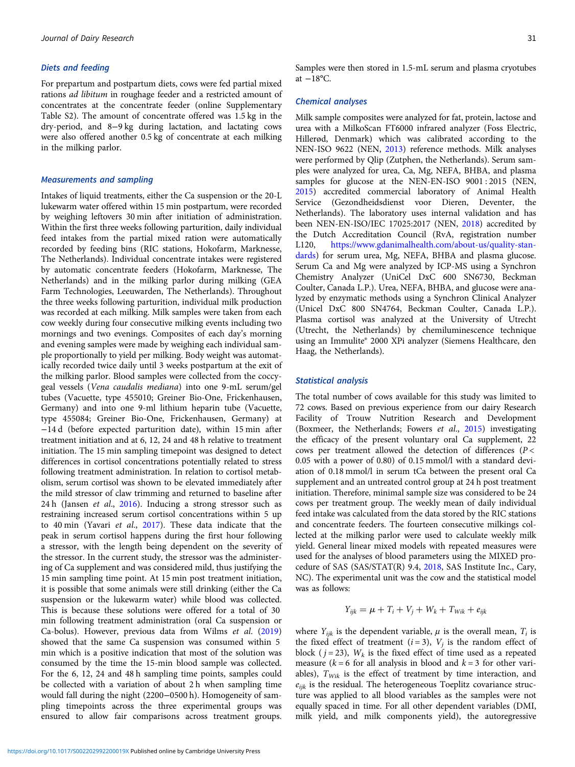### Diets and feeding

For prepartum and postpartum diets, cows were fed partial mixed rations *ad libitum* in roughage feeder and a restricted amount of concentrates at the concentrate feeder (online Supplementary Table S2). The amount of concentrate offered was 1.5 kg in the dry-period, and 8−9 kg during lactation, and lactating cows were also offered another 0.5 kg of concentrate at each milking in the milking parlor.

### Measurements and sampling

Intakes of liquid treatments, either the Ca suspension or the 20-L lukewarm water offered within 15 min postpartum, were recorded by weighing leftovers 30 min after initiation of administration. Within the first three weeks following parturition, daily individual feed intakes from the partial mixed ration were automatically recorded by feeding bins (RIC stations, Hokofarm, Marknesse, The Netherlands). Individual concentrate intakes were registered by automatic concentrate feeders (Hokofarm, Marknesse, The Netherlands) and in the milking parlor during milking (GEA Farm Technologies, Leeuwarden, The Netherlands). Throughout the three weeks following parturition, individual milk production was recorded at each milking. Milk samples were taken from each cow weekly during four consecutive milking events including two mornings and two evenings. Composites of each day's morning and evening samples were made by weighing each individual sample proportionally to yield per milking. Body weight was automatically recorded twice daily until 3 weeks postpartum at the exit of the milking parlor. Blood samples were collected from the coccygeal vessels (*Vena caudalis mediana*) into one 9-mL serum/gel tubes (Vacuette, type 455010; Greiner Bio-One, Frickenhausen, Germany) and into one 9-ml lithium heparin tube (Vacuette, type 455084; Greiner Bio-One, Frickenhausen, Germany) at −14 d (before expected parturition date), within 15 min after treatment initiation and at 6, 12, 24 and 48 h relative to treatment initiation. The 15 min sampling timepoint was designed to detect differences in cortisol concentrations potentially related to stress following treatment administration. In relation to cortisol metabolism, serum cortisol was shown to be elevated immediately after the mild stressor of claw trimming and returned to baseline after 24 h (Jansen *et al*., 2016). Inducing a strong stressor such as restraining increased serum cortisol concentrations within 5 up to 40 min (Yavari *et al*., 2017). These data indicate that the peak in serum cortisol happens during the first hour following a stressor, with the length being dependent on the severity of the stressor. In the current study, the stressor was the administering of Ca supplement and was considered mild, thus justifying the 15 min sampling time point. At 15 min post treatment initiation, it is possible that some animals were still drinking (either the Ca suspension or the lukewarm water) while blood was collected. This is because these solutions were offered for a total of 30 min following treatment administration (oral Ca suspension or Ca-bolus). However, previous data from Wilms *et al*. (2019) showed that the same Ca suspension was consumed within 5 min which is a positive indication that most of the solution was consumed by the time the 15-min blood sample was collected. For the 6, 12, 24 and 48 h sampling time points, samples could be collected with a variation of about 2 h when sampling time would fall during the night (2200−0500 h). Homogeneity of sampling timepoints across the three experimental groups was ensured to allow fair comparisons across treatment groups. Samples were then stored in 1.5-mL serum and plasma cryotubes at −18°C.

### Chemical analyses

Milk sample composites were analyzed for fat, protein, lactose and urea with a MilkoScan FT6000 infrared analyzer (Foss Electric, Hillerød, Denmark) which was calibrated according to the NEN-ISO 9622 (NEN, 2013) reference methods. Milk analyses were performed by Qlip (Zutphen, the Netherlands). Serum samples were analyzed for urea, Ca, Mg, NEFA, BHBA, and plasma samples for glucose at the NEN-EN-ISO 9001 : 2015 (NEN, 2015) accredited commercial laboratory of Animal Health Service (Gezondheidsdienst voor Dieren, Deventer, the Netherlands). The laboratory uses internal validation and has been NEN-EN-ISO/IEC 17025:2017 (NEN, 2018) accredited by the Dutch Accreditation Council (RvA, registration number L120, https://www.gdanimalhealth.com/about-us/quality-standards) for serum urea, Mg, NEFA, BHBA and plasma glucose. Serum Ca and Mg were analyzed by ICP-MS using a Synchron Chemistry Analyzer (UniCel DxC 600 SN6730, Beckman Coulter, Canada L.P.). Urea, NEFA, BHBA, and glucose were analyzed by enzymatic methods using a Synchron Clinical Analyzer (Unicel DxC 800 SN4764, Beckman Coulter, Canada L.P.). Plasma cortisol was analyzed at the University of Utrecht (Utrecht, the Netherlands) by chemiluminescence technique using an Immulite® 2000 XPi analyzer (Siemens Healthcare, den Haag, the Netherlands).

### Statistical analysis

The total number of cows available for this study was limited to 72 cows. Based on previous experience from our dairy Research Facility of Trouw Nutrition Research and Development (Boxmeer, the Netherlands; Fowers *et al*., 2015) investigating the efficacy of the present voluntary oral Ca supplement, 22 cows per treatment allowed the detection of differences ($P < 0.05$ with a power of 0.80) of 0.15 mmol/l with a standard deviation of 0.18 mmol/l in serum tCa between the present oral Ca supplement and an untreated control group at 24 h post treatment initiation. Therefore, minimal sample size was considered to be 24 cows per treatment group. The weekly mean of daily individual feed intake was calculated from the data stored by the RIC stations and concentrate feeders. The fourteen consecutive milkings collected at the milking parlor were used to calculate weekly milk yield. General linear mixed models with repeated measures were used for the analyses of blood parameters using the MIXED procedure of SAS (SAS/STAT(R) 9.4, 2018, SAS Institute Inc., Cary, NC). The experimental unit was the cow and the statistical model was as follows:

$$Y_{ijk} = \mu + T_i + V_j + W_k + T_{Wik} + e_{ijk}$$

where $Y_{ijk}$ is the dependent variable, $\mu$ is the overall mean, $T_i$ is the fixed effect of treatment ($i = 3$), $V_j$ is the random effect of block ($j = 23$), $W_k$ is the fixed effect of time used as a repeated measure ($k = 6$ for all analysis in blood and $k = 3$ for other variables), $T_{Wik}$ is the effect of treatment by time interaction, and $e_{ijk}$ is the residual. The heterogeneous Toeplitz covariance structure was applied to all blood variables as the samples were not equally spaced in time. For all other dependent variables (DMI, milk yield, and milk components yield), the autoregressive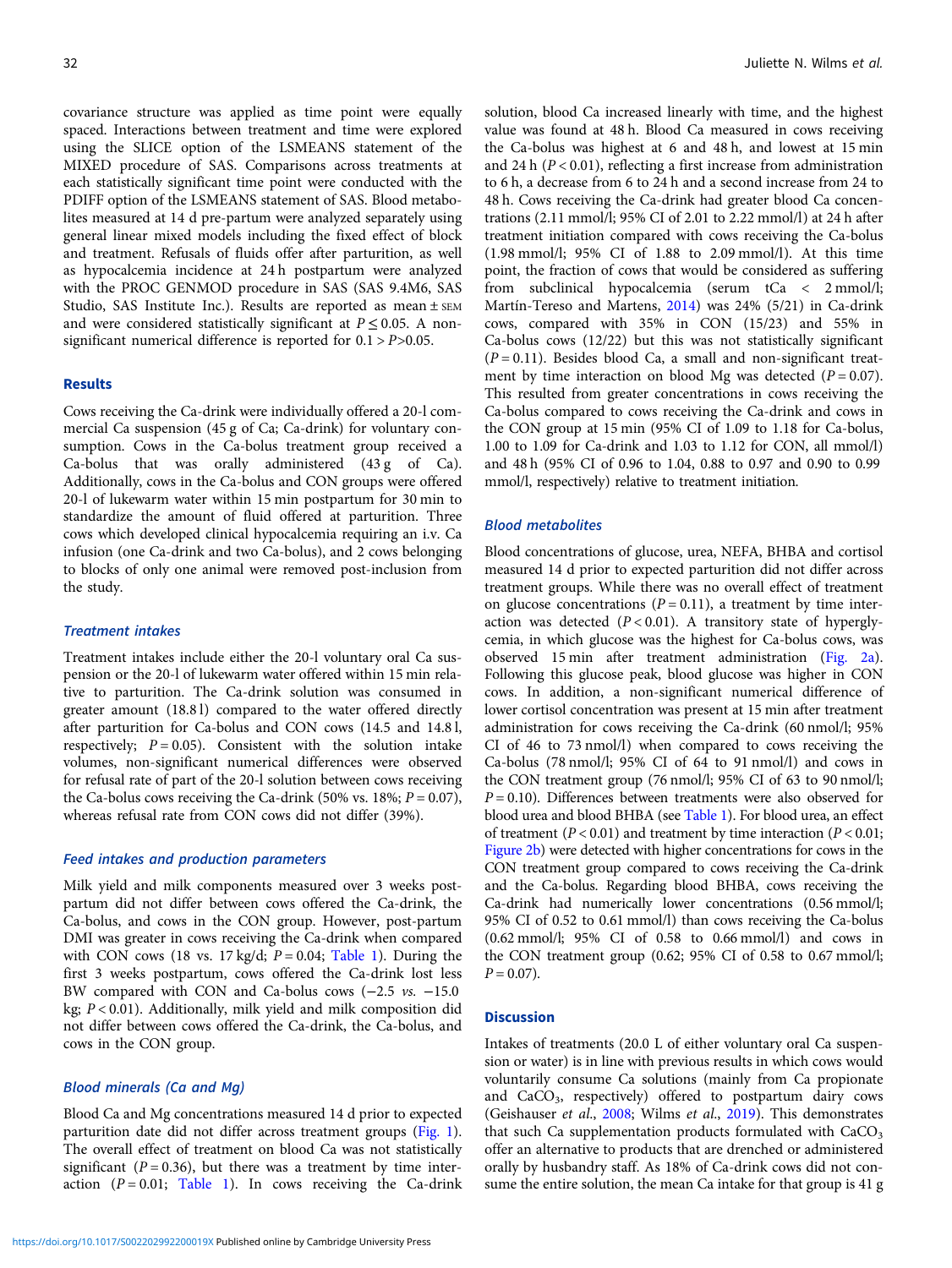covariance structure was applied as time point were equally spaced. Interactions between treatment and time were explored using the SLICE option of the LSMEANS statement of the MIXED procedure of SAS. Comparisons across treatments at each statistically significant time point were conducted with the PDIFF option of the LSMEANS statement of SAS. Blood metabolites measured at 14 d pre-partum were analyzed separately using general linear mixed models including the fixed effect of block and treatment. Refusals of fluids offer after parturition, as well as hypocalcemia incidence at 24 h postpartum were analyzed with the PROC GENMOD procedure in SAS (SAS 9.4M6, SAS Studio, SAS Institute Inc.). Results are reported as mean ± SEM and were considered statistically significant at $P \leq 0.05$. A non-significant numerical difference is reported for $0.1 > P > 0.05$.

## Results

Cows receiving the Ca-drink were individually offered a 20-l commercial Ca suspension (45 g of Ca; Ca-drink) for voluntary consumption. Cows in the Ca-bolus treatment group received a Ca-bolus that was orally administered (43 g of Ca). Additionally, cows in the Ca-bolus and CON groups were offered 20-l of lukewarm water within 15 min postpartum for 30 min to standardize the amount of fluid offered at parturition. Three cows which developed clinical hypocalcemia requiring an i.v. Ca infusion (one Ca-drink and two Ca-bolus), and 2 cows belonging to blocks of only one animal were removed post-inclusion from the study.

### *Treatment intakes*

Treatment intakes include either the 20-l voluntary oral Ca suspension or the 20-l of lukewarm water offered within 15 min relative to parturition. The Ca-drink solution was consumed in greater amount (18.8 l) compared to the water offered directly after parturition for Ca-bolus and CON cows (14.5 and 14.8 l, respectively; $P = 0.05$). Consistent with the solution intake volumes, non-significant numerical differences were observed for refusal rate of part of the 20-l solution between cows receiving the Ca-bolus cows receiving the Ca-drink (50% vs. 18%; $P = 0.07$), whereas refusal rate from CON cows did not differ (39%).

### *Feed intakes and production parameters*

Milk yield and milk components measured over 3 weeks postpartum did not differ between cows offered the Ca-drink, the Ca-bolus, and cows in the CON group. However, post-partum DMI was greater in cows receiving the Ca-drink when compared with CON cows (18 vs. 17 kg/d; $P = 0.04$; Table 1). During the first 3 weeks postpartum, cows offered the Ca-drink lost less BW compared with CON and Ca-bolus cows (−2.5 *vs.* −15.0 kg; $P < 0.01$). Additionally, milk yield and milk composition did not differ between cows offered the Ca-drink, the Ca-bolus, and cows in the CON group.

### *Blood minerals (Ca and Mg)*

Blood Ca and Mg concentrations measured 14 d prior to expected parturition date did not differ across treatment groups (Fig. 1). The overall effect of treatment on blood Ca was not statistically significant ($P = 0.36$), but there was a treatment by time interaction ($P = 0.01$; Table 1). In cows receiving the Ca-drink solution, blood Ca increased linearly with time, and the highest value was found at 48 h. Blood Ca measured in cows receiving the Ca-bolus was highest at 6 and 48 h, and lowest at 15 min and 24 h ($P < 0.01$), reflecting a first increase from administration to 6 h, a decrease from 6 to 24 h and a second increase from 24 to 48 h. Cows receiving the Ca-drink had greater blood Ca concentrations (2.11 mmol/l; 95% CI of 2.01 to 2.22 mmol/l) at 24 h after treatment initiation compared with cows receiving the Ca-bolus (1.98 mmol/l; 95% CI of 1.88 to 2.09 mmol/l). At this time point, the fraction of cows that would be considered as suffering from subclinical hypocalcemia (serum tCa < 2 mmol/l; Martín-Tereso and Martens, 2014) was 24% (5/21) in Ca-drink cows, compared with 35% in CON (15/23) and 55% in Ca-bolus cows (12/22) but this was not statistically significant ($P = 0.11$). Besides blood Ca, a small and non-significant treatment by time interaction on blood Mg was detected ($P = 0.07$). This resulted from greater concentrations in cows receiving the Ca-bolus compared to cows receiving the Ca-drink and cows in the CON group at 15 min (95% CI of 1.09 to 1.18 for Ca-bolus, 1.00 to 1.09 for Ca-drink and 1.03 to 1.12 for CON, all mmol/l) and 48 h (95% CI of 0.96 to 1.04, 0.88 to 0.97 and 0.90 to 0.99 mmol/l, respectively) relative to treatment initiation.

### *Blood metabolites*

Blood concentrations of glucose, urea, NEFA, BHBA and cortisol measured 14 d prior to expected parturition did not differ across treatment groups. While there was no overall effect of treatment on glucose concentrations ($P = 0.11$), a treatment by time interaction was detected ($P < 0.01$). A transitory state of hyperglycemia, in which glucose was the highest for Ca-bolus cows, was observed 15 min after treatment administration (Fig. 2a). Following this glucose peak, blood glucose was higher in CON cows. In addition, a non-significant numerical difference of lower cortisol concentration was present at 15 min after treatment administration for cows receiving the Ca-drink (60 nmol/l; 95% CI of 46 to 73 nmol/l) when compared to cows receiving the Ca-bolus (78 nmol/l; 95% CI of 64 to 91 nmol/l) and cows in the CON treatment group (76 nmol/l; 95% CI of 63 to 90 nmol/l; $P = 0.10$). Differences between treatments were also observed for blood urea and blood BHBA (see Table 1). For blood urea, an effect of treatment ($P < 0.01$) and treatment by time interaction ($P < 0.01$; Figure 2b) were detected with higher concentrations for cows in the CON treatment group compared to cows receiving the Ca-drink and the Ca-bolus. Regarding blood BHBA, cows receiving the Ca-drink had numerically lower concentrations (0.56 mmol/l; 95% CI of 0.52 to 0.61 mmol/l) than cows receiving the Ca-bolus (0.62 mmol/l; 95% CI of 0.58 to 0.66 mmol/l) and cows in the CON treatment group (0.62; 95% CI of 0.58 to 0.67 mmol/l; $P = 0.07$).

## Discussion

Intakes of treatments (20.0 L of either voluntary oral Ca suspension or water) is in line with previous results in which cows would voluntarily consume Ca solutions (mainly from Ca propionate and $CaCO_3$, respectively) offered to postpartum dairy cows (Geishauser *et al.*, 2008; Wilms *et al.*, 2019). This demonstrates that such Ca supplementation products formulated with $CaCO_3$ offer an alternative to products that are drenched or administered orally by husbandry staff. As 18% of Ca-drink cows did not consume the entire solution, the mean Ca intake for that group is 41 g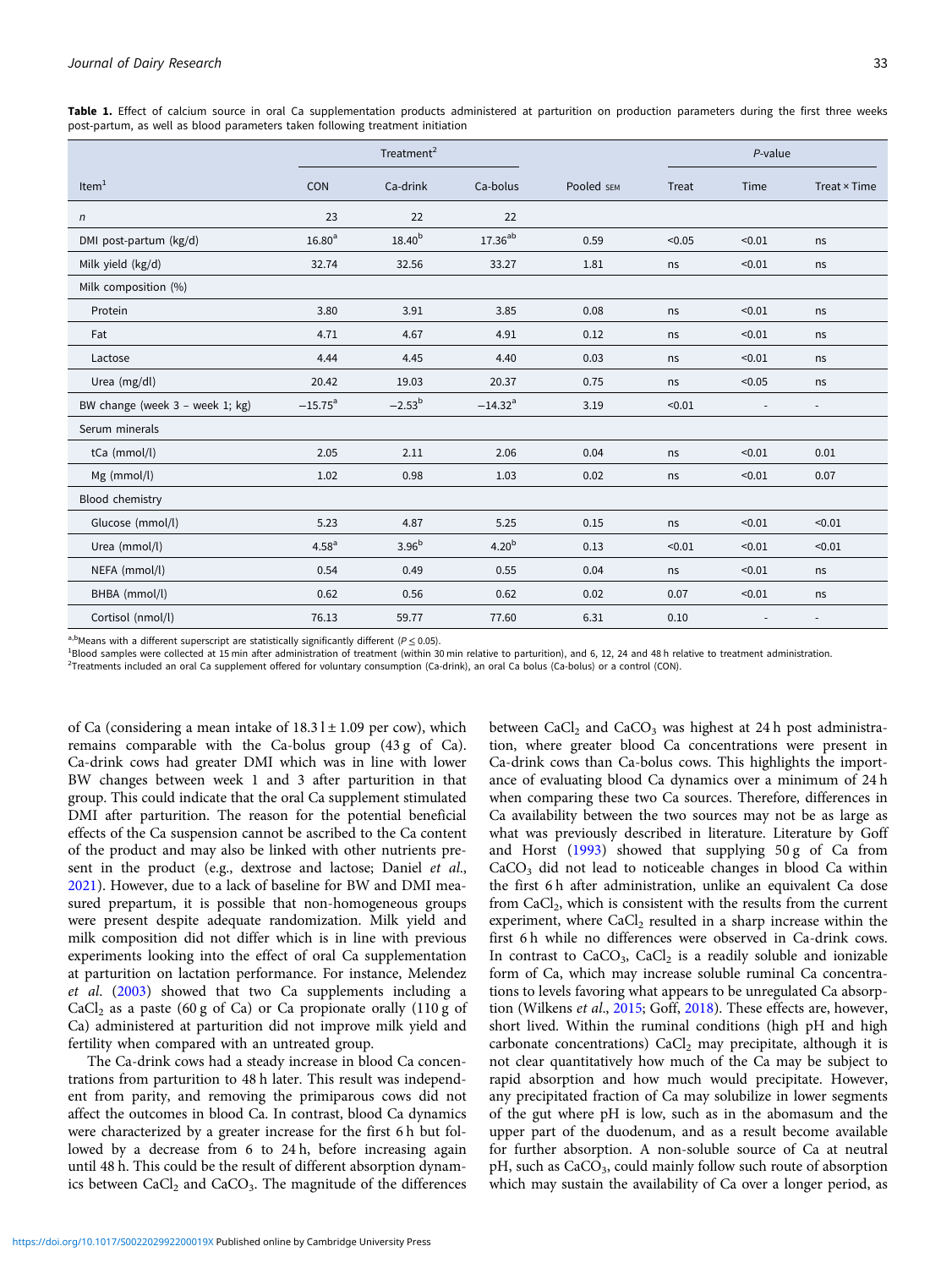**Table 1.** Effect of calcium source in oral Ca supplementation products administered at parturition on production parameters during the first three weeks post-partum, as well as blood parameters taken following treatment initiation

| Item[1] | Treatment[2] | | | Pooled SEM | *P*-value | | |
|---|---|---|---|---|---|---|---|
| | CON | Ca-drink | Ca-bolus | | Treat | Time | Treat × Time |
| *n* | 23 | 22 | 22 | | | | |
| DMI post-partum (kg/d) | 16.80[a] | 18.40[b] | 17.36[ab] | 0.59 | <0.05 | <0.01 | ns |
| Milk yield (kg/d) | 32.74 | 32.56 | 33.27 | 1.81 | ns | <0.01 | ns |
| Milk composition (%) | | | | | | | |
| Protein | 3.80 | 3.91 | 3.85 | 0.08 | ns | <0.01 | ns |
| Fat | 4.71 | 4.67 | 4.91 | 0.12 | ns | <0.01 | ns |
| Lactose | 4.44 | 4.45 | 4.40 | 0.03 | ns | <0.01 | ns |
| Urea (mg/dl) | 20.42 | 19.03 | 20.37 | 0.75 | ns | <0.05 | ns |
| BW change (week 3 – week 1; kg) | −15.75[a] | −2.53[b] | −14.32[a] | 3.19 | <0.01 | - | - |
| Serum minerals | | | | | | | |
| tCa (mmol/l) | 2.05 | 2.11 | 2.06 | 0.04 | ns | <0.01 | 0.01 |
| Mg (mmol/l) | 1.02 | 0.98 | 1.03 | 0.02 | ns | <0.01 | 0.07 |
| Blood chemistry | | | | | | | |
| Glucose (mmol/l) | 5.23 | 4.87 | 5.25 | 0.15 | ns | <0.01 | <0.01 |
| Urea (mmol/l) | 4.58[a] | 3.96[b] | 4.20[b] | 0.13 | <0.01 | <0.01 | <0.01 |
| NEFA (mmol/l) | 0.54 | 0.49 | 0.55 | 0.04 | ns | <0.01 | ns |
| BHBA (mmol/l) | 0.62 | 0.56 | 0.62 | 0.02 | 0.07 | <0.01 | ns |
| Cortisol (nmol/l) | 76.13 | 59.77 | 77.60 | 6.31 | 0.10 | - | - |

[a,b]Means with a different superscript are statistically significantly different ($P \leq 0.05$).
[1]Blood samples were collected at 15 min after administration of treatment (within 30 min relative to parturition), and 6, 12, 24 and 48 h relative to treatment administration.
[2]Treatments included an oral Ca supplement offered for voluntary consumption (Ca-drink), an oral Ca bolus (Ca-bolus) or a control (CON).

of Ca (considering a mean intake of 18.3 l ± 1.09 per cow), which remains comparable with the Ca-bolus group (43 g of Ca). Ca-drink cows had greater DMI which was in line with lower BW changes between week 1 and 3 after parturition in that group. This could indicate that the oral Ca supplement stimulated DMI after parturition. The reason for the potential beneficial effects of the Ca suspension cannot be ascribed to the Ca content of the product and may also be linked with other nutrients present in the product (e.g., dextrose and lactose; Daniel *et al*., 2021). However, due to a lack of baseline for BW and DMI measured prepartum, it is possible that non-homogeneous groups were present despite adequate randomization. Milk yield and milk composition did not differ which is in line with previous experiments looking into the effect of oral Ca supplementation at parturition on lactation performance. For instance, Melendez *et al*. (2003) showed that two Ca supplements including a $CaCl_2$ as a paste (60 g of Ca) or Ca propionate orally (110 g of Ca) administered at parturition did not improve milk yield and fertility when compared with an untreated group.

The Ca-drink cows had a steady increase in blood Ca concentrations from parturition to 48 h later. This result was independent from parity, and removing the primiparous cows did not affect the outcomes in blood Ca. In contrast, blood Ca dynamics were characterized by a greater increase for the first 6 h but followed by a decrease from 6 to 24 h, before increasing again until 48 h. This could be the result of different absorption dynamics between $CaCl_2$ and $CaCO_3$. The magnitude of the differences between $CaCl_2$ and $CaCO_3$ was highest at 24 h post administration, where greater blood Ca concentrations were present in Ca-drink cows than Ca-bolus cows. This highlights the importance of evaluating blood Ca dynamics over a minimum of 24 h when comparing these two Ca sources. Therefore, differences in Ca availability between the two sources may not be as large as what was previously described in literature. Literature by Goff and Horst (1993) showed that supplying 50 g of Ca from $CaCO_3$ did not lead to noticeable changes in blood Ca within the first 6 h after administration, unlike an equivalent Ca dose from $CaCl_2$, which is consistent with the results from the current experiment, where $CaCl_2$ resulted in a sharp increase within the first 6 h while no differences were observed in Ca-drink cows. In contrast to $CaCO_3$, $CaCl_2$ is a readily soluble and ionizable form of Ca, which may increase soluble ruminal Ca concentrations to levels favoring what appears to be unregulated Ca absorption (Wilkens *et al*., 2015; Goff, 2018). These effects are, however, short lived. Within the ruminal conditions (high pH and high carbonate concentrations) $CaCl_2$ may precipitate, although it is not clear quantitatively how much of the Ca may be subject to rapid absorption and how much would precipitate. However, any precipitated fraction of Ca may solubilize in lower segments of the gut where pH is low, such as in the abomasum and the upper part of the duodenum, and as a result become available for further absorption. A non-soluble source of Ca at neutral pH, such as $CaCO_3$, could mainly follow such route of absorption which may sustain the availability of Ca over a longer period, as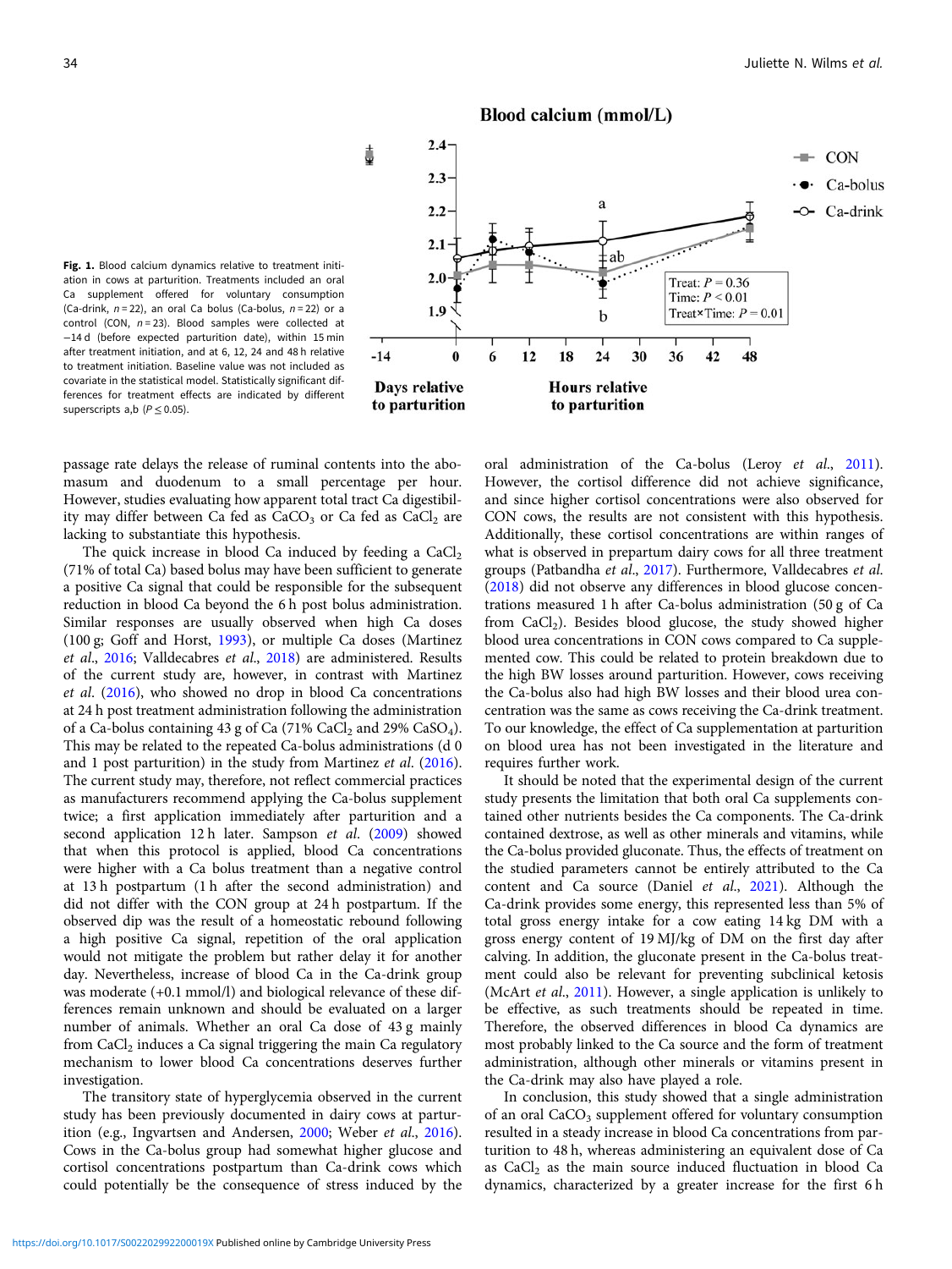**Fig. 1.** Blood calcium dynamics relative to treatment initiation in cows at parturition. Treatments included an oral Ca supplement offered for voluntary consumption (Ca-drink, $n = 22$), an oral Ca bolus (Ca-bolus, $n = 22$) or a control (CON, $n = 23$). Blood samples were collected at −14 d (before expected parturition date), within 15 min after treatment initiation, and at 6, 12, 24 and 48 h relative to treatment initiation. Baseline value was not included as covariate in the statistical model. Statistically significant differences for treatment effects are indicated by different superscripts a,b ($P \leq 0.05$).

passage rate delays the release of ruminal contents into the abomasum and duodenum to a small percentage per hour. However, studies evaluating how apparent total tract Ca digestibility may differ between Ca fed as $CaCO_3$ or Ca fed as $CaCl_2$ are lacking to substantiate this hypothesis.

The quick increase in blood Ca induced by feeding a $CaCl_2$ (71% of total Ca) based bolus may have been sufficient to generate a positive Ca signal that could be responsible for the subsequent reduction in blood Ca beyond the 6 h post bolus administration. Similar responses are usually observed when high Ca doses (100 g; Goff and Horst, 1993), or multiple Ca doses (Martinez *et al.*, 2016; Valldecabres *et al.*, 2018) are administered. Results of the current study are, however, in contrast with Martinez *et al.* (2016), who showed no drop in blood Ca concentrations at 24 h post treatment administration following the administration of a Ca-bolus containing 43 g of Ca (71% $CaCl_2$ and 29% $CaSO_4$). This may be related to the repeated Ca-bolus administrations (d 0 and 1 post parturition) in the study from Martinez *et al.* (2016). The current study may, therefore, not reflect commercial practices as manufacturers recommend applying the Ca-bolus supplement twice; a first application immediately after parturition and a second application 12 h later. Sampson *et al.* (2009) showed that when this protocol is applied, blood Ca concentrations were higher with a Ca bolus treatment than a negative control at 13 h postpartum (1 h after the second administration) and did not differ with the CON group at 24 h postpartum. If the observed dip was the result of a homeostatic rebound following a high positive Ca signal, repetition of the oral application would not mitigate the problem but rather delay it for another day. Nevertheless, increase of blood Ca in the Ca-drink group was moderate (+0.1 mmol/l) and biological relevance of these differences remain unknown and should be evaluated on a larger number of animals. Whether an oral Ca dose of 43 g mainly from $CaCl_2$ induces a Ca signal triggering the main Ca regulatory mechanism to lower blood Ca concentrations deserves further investigation.

The transitory state of hyperglycemia observed in the current study has been previously documented in dairy cows at parturition (e.g., Ingvartsen and Andersen, 2000; Weber *et al.*, 2016). Cows in the Ca-bolus group had somewhat higher glucose and cortisol concentrations postpartum than Ca-drink cows which could potentially be the consequence of stress induced by the oral administration of the Ca-bolus (Leroy *et al.*, 2011). However, the cortisol difference did not achieve significance, and since higher cortisol concentrations were also observed for CON cows, the results are not consistent with this hypothesis. Additionally, these cortisol concentrations are within ranges of what is observed in prepartum dairy cows for all three treatment groups (Patbandha *et al.*, 2017). Furthermore, Valldecabres *et al.* (2018) did not observe any differences in blood glucose concentrations measured 1 h after Ca-bolus administration (50 g of Ca from $CaCl_2$). Besides blood glucose, the study showed higher blood urea concentrations in CON cows compared to Ca supplemented cow. This could be related to protein breakdown due to the high BW losses around parturition. However, cows receiving the Ca-bolus also had high BW losses and their blood urea concentration was the same as cows receiving the Ca-drink treatment. To our knowledge, the effect of Ca supplementation at parturition on blood urea has not been investigated in the literature and requires further work.

It should be noted that the experimental design of the current study presents the limitation that both oral Ca supplements contained other nutrients besides the Ca components. The Ca-drink contained dextrose, as well as other minerals and vitamins, while the Ca-bolus provided gluconate. Thus, the effects of treatment on the studied parameters cannot be entirely attributed to the Ca content and Ca source (Daniel *et al.*, 2021). Although the Ca-drink provides some energy, this represented less than 5% of total gross energy intake for a cow eating 14 kg DM with a gross energy content of 19 MJ/kg of DM on the first day after calving. In addition, the gluconate present in the Ca-bolus treatment could also be relevant for preventing subclinical ketosis (McArt *et al.*, 2011). However, a single application is unlikely to be effective, as such treatments should be repeated in time. Therefore, the observed differences in blood Ca dynamics are most probably linked to the Ca source and the form of treatment administration, although other minerals or vitamins present in the Ca-drink may also have played a role.

In conclusion, this study showed that a single administration of an oral $CaCO_3$ supplement offered for voluntary consumption resulted in a steady increase in blood Ca concentrations from parturition to 48 h, whereas administering an equivalent dose of Ca as $CaCl_2$ as the main source induced fluctuation in blood Ca dynamics, characterized by a greater increase for the first 6 h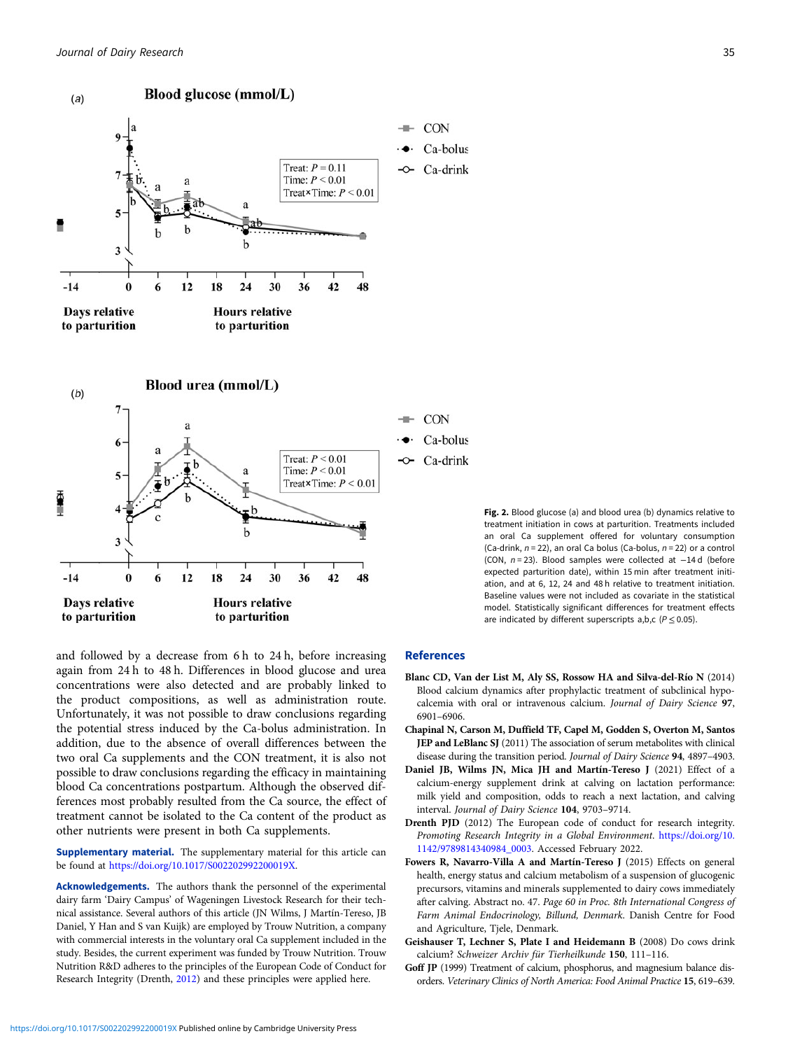Fig. 2. Blood glucose (a) and blood urea (b) dynamics relative to treatment initiation in cows at parturition. Treatments included an oral Ca supplement offered for voluntary consumption (Ca-drink, $n = 22$), an oral Ca bolus (Ca-bolus, $n = 22$) or a control (CON, $n = 23$). Blood samples were collected at −14 d (before expected parturition date), within 15 min after treatment initiation, and at 6, 12, 24 and 48 h relative to treatment initiation. Baseline values were not included as covariate in the statistical model. Statistically significant differences for treatment effects are indicated by different superscripts a,b,c ($P \leq 0.05$).

and followed by a decrease from 6 h to 24 h, before increasing again from 24 h to 48 h. Differences in blood glucose and urea concentrations were also detected and are probably linked to the product compositions, as well as administration route. Unfortunately, it was not possible to draw conclusions regarding the potential stress induced by the Ca-bolus administration. In addition, due to the absence of overall differences between the two oral Ca supplements and the CON treatment, it is also not possible to draw conclusions regarding the efficacy in maintaining blood Ca concentrations postpartum. Although the observed differences most probably resulted from the Ca source, the effect of treatment cannot be isolated to the Ca content of the product as other nutrients were present in both Ca supplements.

**Supplementary material.** The supplementary material for this article can be found at https://doi.org/10.1017/S002202992200019X.

**Acknowledgements.** The authors thank the personnel of the experimental dairy farm 'Dairy Campus' of Wageningen Livestock Research for their technical assistance. Several authors of this article (JN Wilms, J Martín-Tereso, JB Daniel, Y Han and S van Kuijk) are employed by Trouw Nutrition, a company with commercial interests in the voluntary oral Ca supplement included in the study. Besides, the current experiment was funded by Trouw Nutrition. Trouw Nutrition R&D adheres to the principles of the European Code of Conduct for Research Integrity (Drenth, 2012) and these principles were applied here.

## References

**Blanc CD, Van der List M, Aly SS, Rossow HA and Silva-del-Río N** (2014) Blood calcium dynamics after prophylactic treatment of subclinical hypocalcemia with oral or intravenous calcium. *Journal of Dairy Science* **97**, 6901–6906.

**Chapinal N, Carson M, Duffield TF, Capel M, Godden S, Overton M, Santos JEP and LeBlanc SJ** (2011) The association of serum metabolites with clinical disease during the transition period. *Journal of Dairy Science* **94**, 4897–4903.

**Daniel JB, Wilms JN, Mica JH and Martín-Tereso J** (2021) Effect of a calcium-energy supplement drink at calving on lactation performance: milk yield and composition, odds to reach a next lactation, and calving interval. *Journal of Dairy Science* **104**, 9703–9714.

**Drenth PJD** (2012) The European code of conduct for research integrity. *Promoting Research Integrity in a Global Environment*. https://doi.org/10.1142/9789814340984_0003. Accessed February 2022.

**Fowers R, Navarro-Villa A and Martín-Tereso J** (2015) Effects on general health, energy status and calcium metabolism of a suspension of glucogenic precursors, vitamins and minerals supplemented to dairy cows immediately after calving. Abstract no. 47. *Page 60 in Proc. 8th International Congress of Farm Animal Endocrinology, Billund, Denmark*. Danish Centre for Food and Agriculture, Tjele, Denmark.

**Geishauser T, Lechner S, Plate I and Heidemann B** (2008) Do cows drink calcium? *Schweizer Archiv für Tierheilkunde* **150**, 111–116.

**Goff JP** (1999) Treatment of calcium, phosphorus, and magnesium balance disorders. *Veterinary Clinics of North America: Food Animal Practice* **15**, 619–639.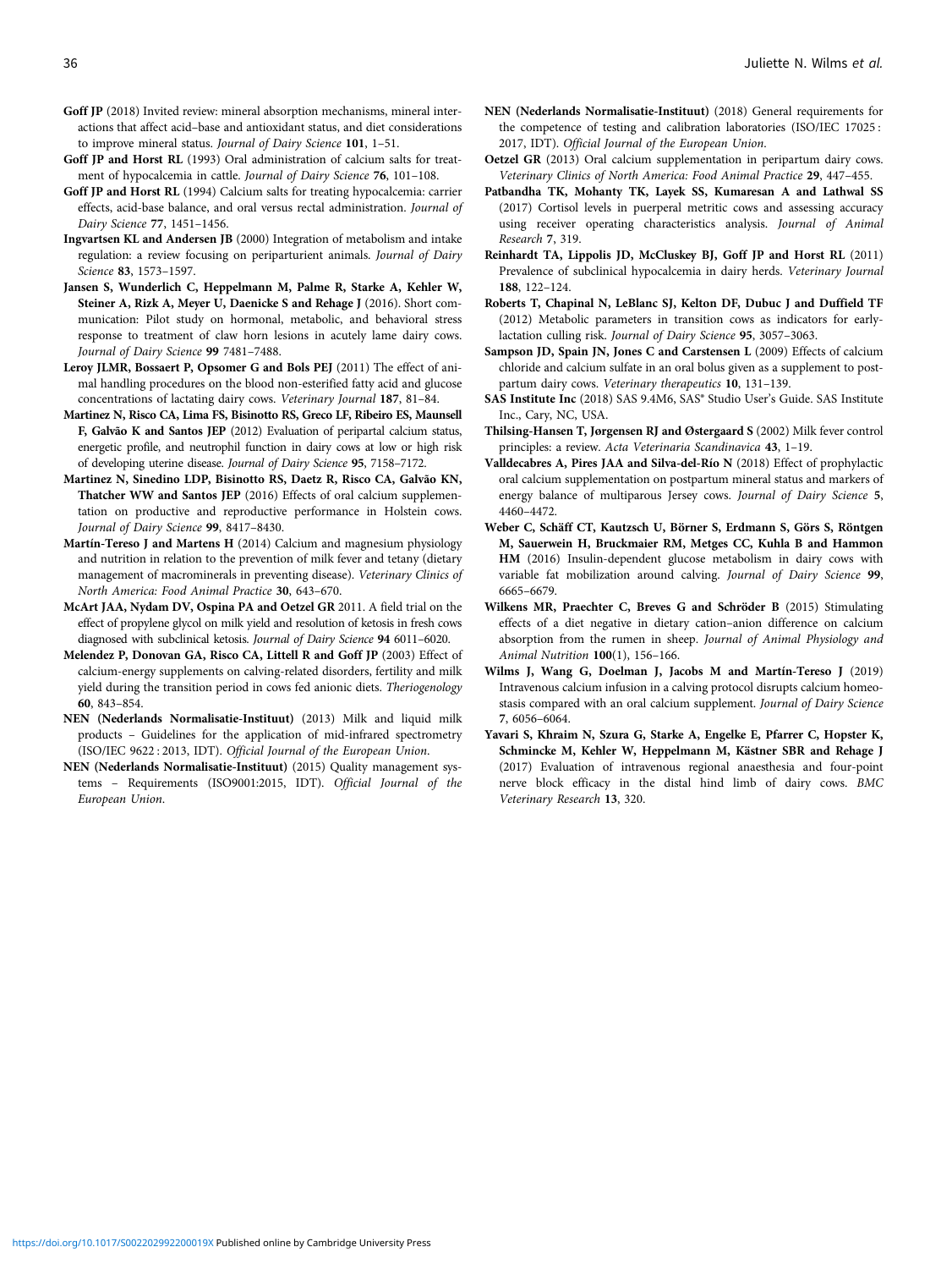Goff JP (2018) Invited review: mineral absorption mechanisms, mineral interactions that affect acid–base and antioxidant status, and diet considerations to improve mineral status. *Journal of Dairy Science* **101**, 1–51.

Goff JP and Horst RL (1993) Oral administration of calcium salts for treatment of hypocalcemia in cattle. *Journal of Dairy Science* **76**, 101–108.

Goff JP and Horst RL (1994) Calcium salts for treating hypocalcemia: carrier effects, acid-base balance, and oral versus rectal administration. *Journal of Dairy Science* **77**, 1451–1456.

Ingvartsen KL and Andersen JB (2000) Integration of metabolism and intake regulation: a review focusing on periparturient animals. *Journal of Dairy Science* **83**, 1573–1597.

Jansen S, Wunderlich C, Heppelmann M, Palme R, Starke A, Kehler W, Steiner A, Rizk A, Meyer U, Daenicke S and Rehage J (2016). Short communication: Pilot study on hormonal, metabolic, and behavioral stress response to treatment of claw horn lesions in acutely lame dairy cows. *Journal of Dairy Science* **99** 7481–7488.

Leroy JLMR, Bossaert P, Opsomer G and Bols PEJ (2011) The effect of animal handling procedures on the blood non-esterified fatty acid and glucose concentrations of lactating dairy cows. *Veterinary Journal* **187**, 81–84.

Martinez N, Risco CA, Lima FS, Bisinotto RS, Greco LF, Ribeiro ES, Maunsell F, Galvão K and Santos JEP (2012) Evaluation of peripartal calcium status, energetic profile, and neutrophil function in dairy cows at low or high risk of developing uterine disease. *Journal of Dairy Science* **95**, 7158–7172.

Martinez N, Sinedino LDP, Bisinotto RS, Daetz R, Risco CA, Galvão KN, Thatcher WW and Santos JEP (2016) Effects of oral calcium supplementation on productive and reproductive performance in Holstein cows. *Journal of Dairy Science* **99**, 8417–8430.

Martín-Tereso J and Martens H (2014) Calcium and magnesium physiology and nutrition in relation to the prevention of milk fever and tetany (dietary management of macrominerals in preventing disease). *Veterinary Clinics of North America: Food Animal Practice* **30**, 643–670.

McArt JAA, Nydam DV, Ospina PA and Oetzel GR 2011. A field trial on the effect of propylene glycol on milk yield and resolution of ketosis in fresh cows diagnosed with subclinical ketosis. *Journal of Dairy Science* **94** 6011–6020.

Melendez P, Donovan GA, Risco CA, Littell R and Goff JP (2003) Effect of calcium-energy supplements on calving-related disorders, fertility and milk yield during the transition period in cows fed anionic diets. *Theriogenology* **60**, 843–854.

NEN (Nederlands Normalisatie-Instituut) (2013) Milk and liquid milk products – Guidelines for the application of mid-infrared spectrometry (ISO/IEC 9622 : 2013, IDT). *Official Journal of the European Union*.

NEN (Nederlands Normalisatie-Instituut) (2015) Quality management systems – Requirements (ISO9001:2015, IDT). *Official Journal of the European Union*.

NEN (Nederlands Normalisatie-Instituut) (2018) General requirements for the competence of testing and calibration laboratories (ISO/IEC 17025 : 2017, IDT). *Official Journal of the European Union*.

Oetzel GR (2013) Oral calcium supplementation in peripartum dairy cows. *Veterinary Clinics of North America: Food Animal Practice* **29**, 447–455.

Patbandha TK, Mohanty TK, Layek SS, Kumaresan A and Lathwal SS (2017) Cortisol levels in puerperal metritic cows and assessing accuracy using receiver operating characteristics analysis. *Journal of Animal Research* **7**, 319.

Reinhardt TA, Lippolis JD, McCluskey BJ, Goff JP and Horst RL (2011) Prevalence of subclinical hypocalcemia in dairy herds. *Veterinary Journal* **188**, 122–124.

Roberts T, Chapinal N, LeBlanc SJ, Kelton DF, Dubuc J and Duffield TF (2012) Metabolic parameters in transition cows as indicators for early-lactation culling risk. *Journal of Dairy Science* **95**, 3057–3063.

Sampson JD, Spain JN, Jones C and Carstensen L (2009) Effects of calcium chloride and calcium sulfate in an oral bolus given as a supplement to postpartum dairy cows. *Veterinary therapeutics* **10**, 131–139.

SAS Institute Inc (2018) SAS 9.4M6, SAS® Studio User's Guide. SAS Institute Inc., Cary, NC, USA.

Thilsing-Hansen T, Jørgensen RJ and Østergaard S (2002) Milk fever control principles: a review. *Acta Veterinaria Scandinavica* **43**, 1–19.

Valldecabres A, Pires JAA and Silva-del-Río N (2018) Effect of prophylactic oral calcium supplementation on postpartum mineral status and markers of energy balance of multiparous Jersey cows. *Journal of Dairy Science* **5**, 4460–4472.

Weber C, Schäff CT, Kautzsch U, Börner S, Erdmann S, Görs S, Röntgen M, Sauerwein H, Bruckmaier RM, Metges CC, Kuhla B and Hammon HM (2016) Insulin-dependent glucose metabolism in dairy cows with variable fat mobilization around calving. *Journal of Dairy Science* **99**, 6665–6679.

Wilkens MR, Praechter C, Breves G and Schröder B (2015) Stimulating effects of a diet negative in dietary cation–anion difference on calcium absorption from the rumen in sheep. *Journal of Animal Physiology and Animal Nutrition* **100**(1), 156–166.

Wilms J, Wang G, Doelman J, Jacobs M and Martín-Tereso J (2019) Intravenous calcium infusion in a calving protocol disrupts calcium homeostasis compared with an oral calcium supplement. *Journal of Dairy Science* **7**, 6056–6064.

Yavari S, Khraim N, Szura G, Starke A, Engelke E, Pfarrer C, Hopster K, Schmincke M, Kehler W, Heppelmann M, Kästner SBR and Rehage J (2017) Evaluation of intravenous regional anaesthesia and four-point nerve block efficacy in the distal hind limb of dairy cows. *BMC Veterinary Research* **13**, 320.